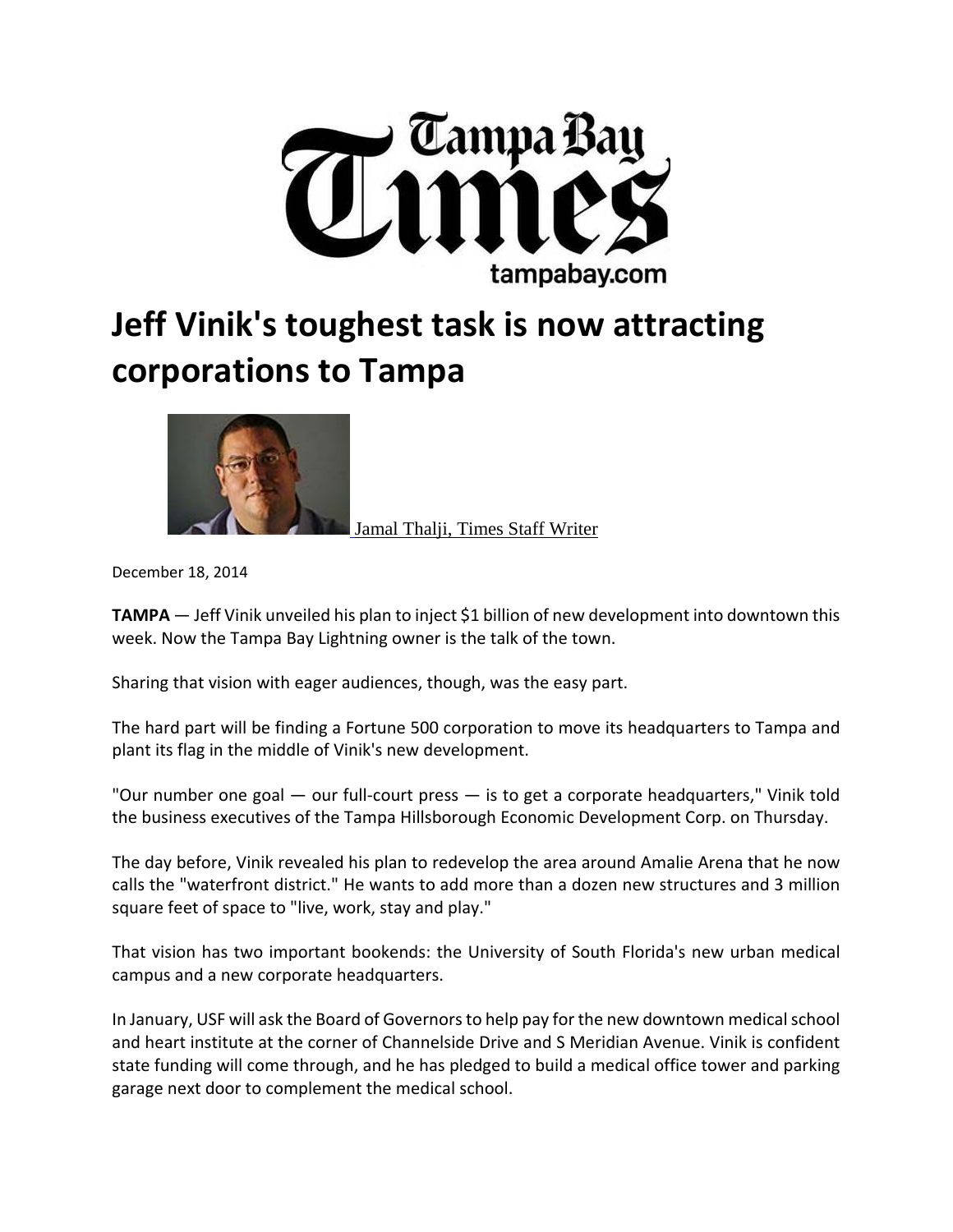Tampa Bay Times

tampabay.com

# Jeff Vinik's toughest task is now attracting corporations to Tampa

Jamal Thalji, Times Staff Writer

December 18, 2014

**TAMPA** — Jeff Vinik unveiled his plan to inject $1 billion of new development into downtown this week. Now the Tampa Bay Lightning owner is the talk of the town.

Sharing that vision with eager audiences, though, was the easy part.

The hard part will be finding a Fortune 500 corporation to move its headquarters to Tampa and plant its flag in the middle of Vinik's new development.

"Our number one goal — our full-court press — is to get a corporate headquarters," Vinik told the business executives of the Tampa Hillsborough Economic Development Corp. on Thursday.

The day before, Vinik revealed his plan to redevelop the area around Amalie Arena that he now calls the "waterfront district." He wants to add more than a dozen new structures and 3 million square feet of space to "live, work, stay and play."

That vision has two important bookends: the University of South Florida's new urban medical campus and a new corporate headquarters.

In January, USF will ask the Board of Governors to help pay for the new downtown medical school and heart institute at the corner of Channelside Drive and S Meridian Avenue. Vinik is confident state funding will come through, and he has pledged to build a medical office tower and parking garage next door to complement the medical school.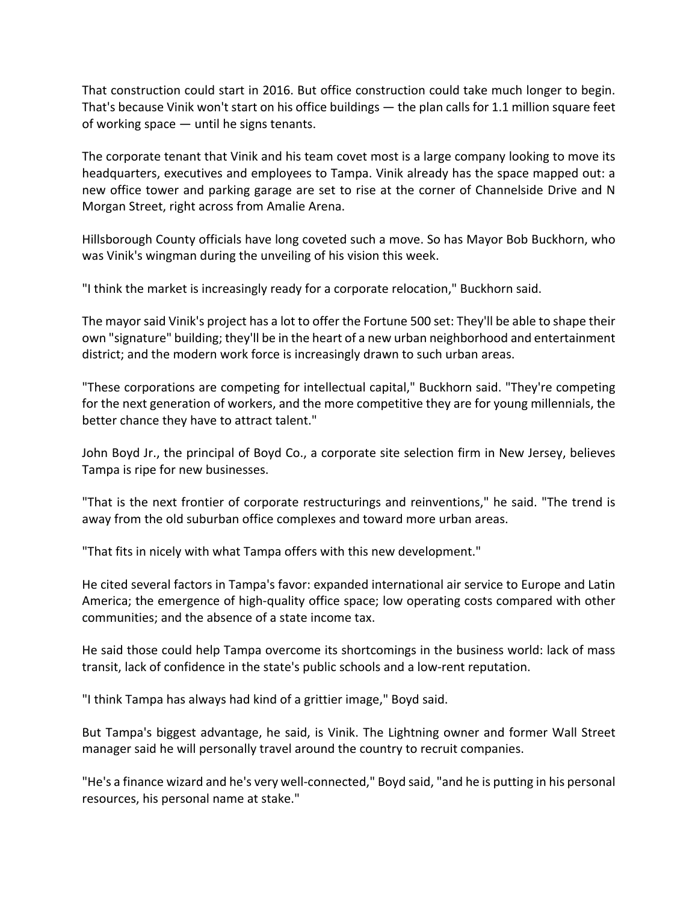That construction could start in 2016. But office construction could take much longer to begin. That's because Vinik won't start on his office buildings — the plan calls for 1.1 million square feet of working space — until he signs tenants.

The corporate tenant that Vinik and his team covet most is a large company looking to move its headquarters, executives and employees to Tampa. Vinik already has the space mapped out: a new office tower and parking garage are set to rise at the corner of Channelside Drive and N Morgan Street, right across from Amalie Arena.

Hillsborough County officials have long coveted such a move. So has Mayor Bob Buckhorn, who was Vinik's wingman during the unveiling of his vision this week.

"I think the market is increasingly ready for a corporate relocation," Buckhorn said.

The mayor said Vinik's project has a lot to offer the Fortune 500 set: They'll be able to shape their own "signature" building; they'll be in the heart of a new urban neighborhood and entertainment district; and the modern work force is increasingly drawn to such urban areas.

"These corporations are competing for intellectual capital," Buckhorn said. "They're competing for the next generation of workers, and the more competitive they are for young millennials, the better chance they have to attract talent."

John Boyd Jr., the principal of Boyd Co., a corporate site selection firm in New Jersey, believes Tampa is ripe for new businesses.

"That is the next frontier of corporate restructurings and reinventions," he said. "The trend is away from the old suburban office complexes and toward more urban areas.

"That fits in nicely with what Tampa offers with this new development."

He cited several factors in Tampa's favor: expanded international air service to Europe and Latin America; the emergence of high-quality office space; low operating costs compared with other communities; and the absence of a state income tax.

He said those could help Tampa overcome its shortcomings in the business world: lack of mass transit, lack of confidence in the state's public schools and a low-rent reputation.

"I think Tampa has always had kind of a grittier image," Boyd said.

But Tampa's biggest advantage, he said, is Vinik. The Lightning owner and former Wall Street manager said he will personally travel around the country to recruit companies.

"He's a finance wizard and he's very well-connected," Boyd said, "and he is putting in his personal resources, his personal name at stake."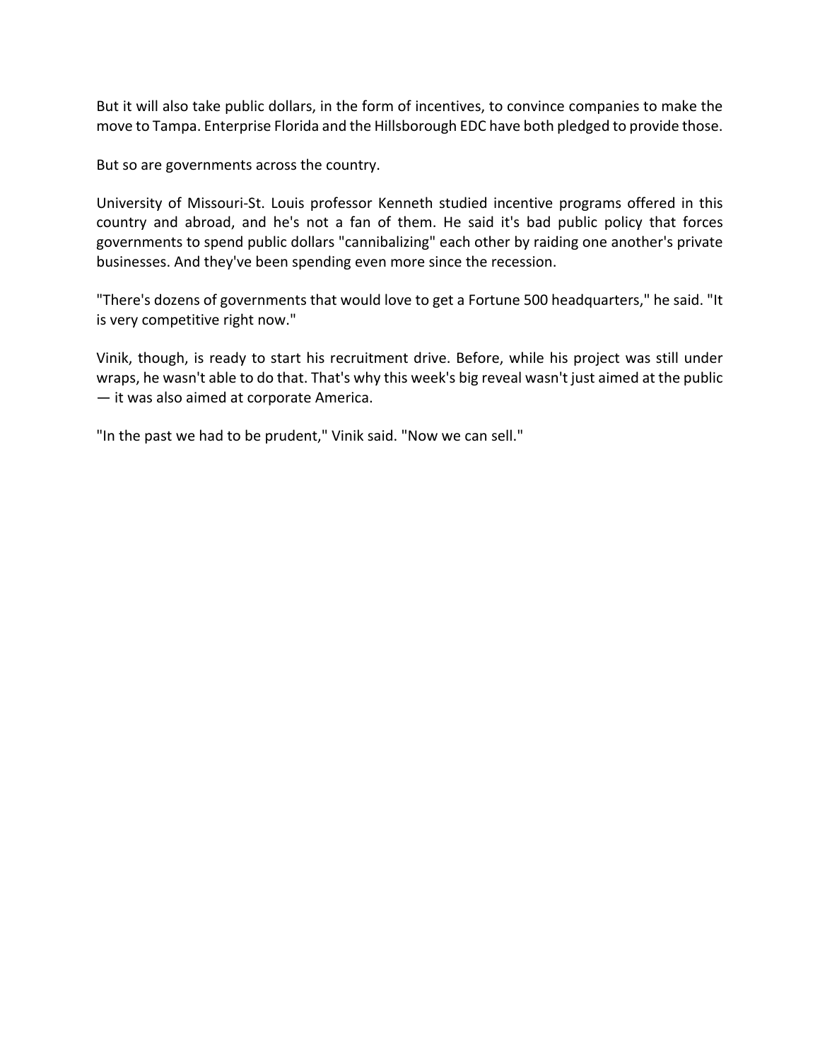But it will also take public dollars, in the form of incentives, to convince companies to make the move to Tampa. Enterprise Florida and the Hillsborough EDC have both pledged to provide those.

But so are governments across the country.

University of Missouri-St. Louis professor Kenneth studied incentive programs offered in this country and abroad, and he's not a fan of them. He said it's bad public policy that forces governments to spend public dollars "cannibalizing" each other by raiding one another's private businesses. And they've been spending even more since the recession.

"There's dozens of governments that would love to get a Fortune 500 headquarters," he said. "It is very competitive right now."

Vinik, though, is ready to start his recruitment drive. Before, while his project was still under wraps, he wasn't able to do that. That's why this week's big reveal wasn't just aimed at the public — it was also aimed at corporate America.

"In the past we had to be prudent," Vinik said. "Now we can sell."